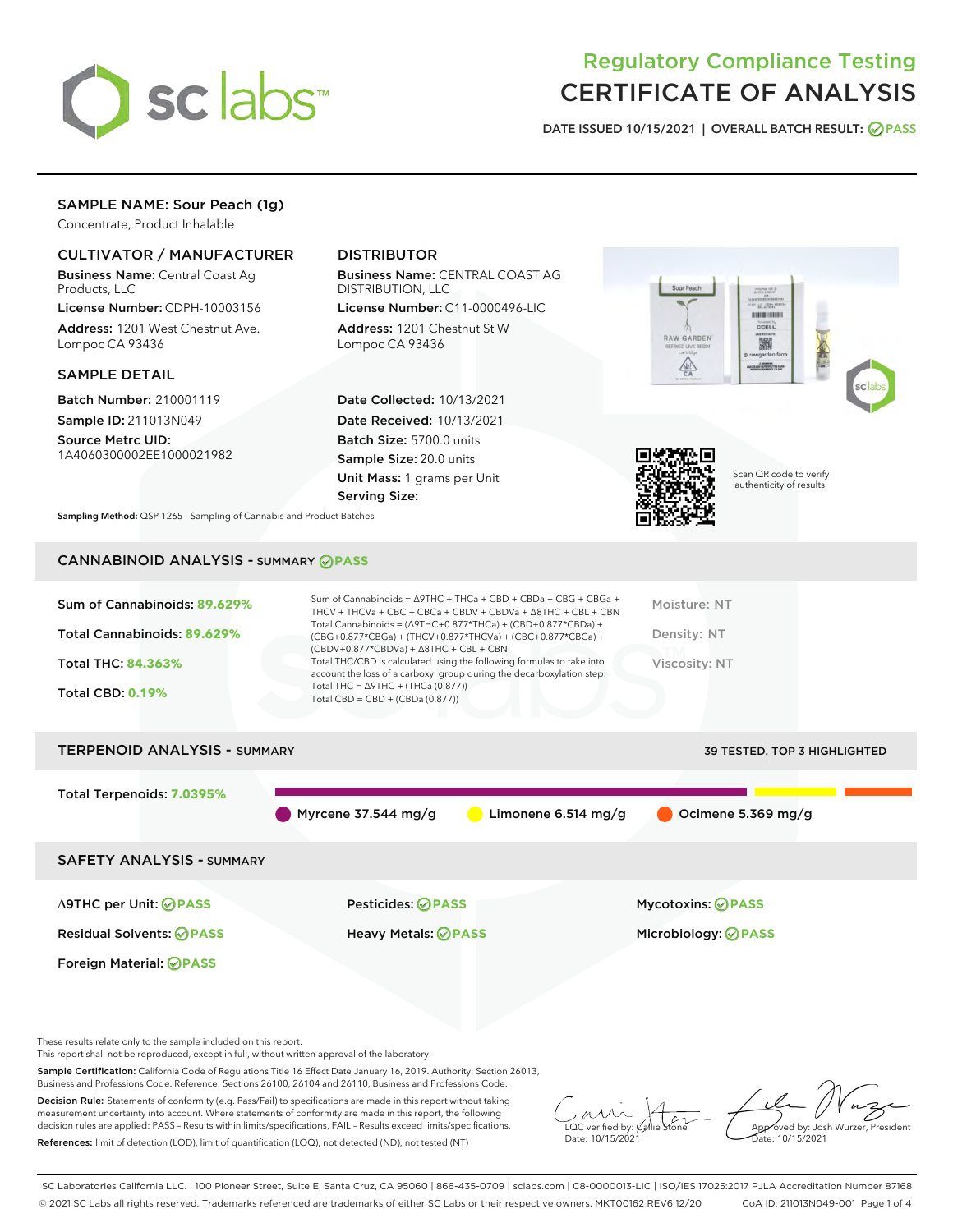# Regulatory Compliance Testing
# CERTIFICATE OF ANALYSIS

DATE ISSUED 10/15/2021 | OVERALL BATCH RESULT: PASS

## SAMPLE NAME: Sour Peach (1g)

Concentrate, Product Inhalable

### CULTIVATOR / MANUFACTURER

**Business Name:** Central Coast Ag Products, LLC

**License Number:** CDPH-10003156

**Address:** 1201 West Chestnut Ave. Lompoc CA 93436

### DISTRIBUTOR

**Business Name:** CENTRAL COAST AG DISTRIBUTION, LLC

**License Number:** C11-0000496-LIC

**Address:** 1201 Chestnut St W Lompoc CA 93436

### SAMPLE DETAIL

**Batch Number:** 210001119

**Sample ID:** 211013N049

**Source Metrc UID:** 1A4060300002EE1000021982

**Date Collected:** 10/13/2021

**Date Received:** 10/13/2021

**Batch Size:** 5700.0 units

**Sample Size:** 20.0 units

**Unit Mass:** 1 grams per Unit

**Serving Size:**

Scan QR code to verify authenticity of results.

**Sampling Method:** QSP 1265 - Sampling of Cannabis and Product Batches

## CANNABINOID ANALYSIS - SUMMARY PASS

Sum of Cannabinoids: **89.629%**

Total Cannabinoids: **89.629%**

Total THC: **84.363%**

Total CBD: **0.19%**

Sum of Cannabinoids = Δ9THC + THCa + CBD + CBDa + CBG + CBGa + THCV + THCVa + CBC + CBCa + CBDV + CBDVa + Δ8THC + CBL + CBN

Total Cannabinoids = (Δ9THC+0.877*THCa) + (CBD+0.877*CBDa) + (CBG+0.877*CBGa) + (THCV+0.877*THCVa) + (CBC+0.877*CBCa) + (CBDV+0.877*CBDVa) + Δ8THC + CBL + CBN

Total THC/CBD is calculated using the following formulas to take into account the loss of a carboxyl group during the decarboxylation step:

Total THC = Δ9THC + (THCa (0.877))

Total CBD = CBD + (CBDa (0.877))

Moisture: NT

Density: NT

Viscosity: NT

## TERPENOID ANALYSIS - SUMMARY

39 TESTED, TOP 3 HIGHLIGHTED

Total Terpenoids: **7.0395%**

Myrcene 37.544 mg/g

Limonene 6.514 mg/g

Ocimene 5.369 mg/g

## SAFETY ANALYSIS - SUMMARY

Δ9THC per Unit: PASS

Pesticides: PASS

Mycotoxins: PASS

Residual Solvents: PASS

Heavy Metals: PASS

Microbiology: PASS

Foreign Material: PASS

These results relate only to the sample included on this report.
This report shall not be reproduced, except in full, without written approval of the laboratory.

**Sample Certification:** California Code of Regulations Title 16 Effect Date January 16, 2019. Authority: Section 26013, Business and Professions Code. Reference: Sections 26100, 26104 and 26110, Business and Professions Code.

**Decision Rule:** Statements of conformity (e.g. Pass/Fail) to specifications are made in this report without taking measurement uncertainty into account. Where statements of conformity are made in this report, the following decision rules are applied: PASS – Results within limits/specifications, FAIL – Results exceed limits/specifications.

**References:** limit of detection (LOD), limit of quantification (LOQ), not detected (ND), not tested (NT)

LQC verified by: Callie Stone
Date: 10/15/2021

Approved by: Josh Wurzer, President
Date: 10/15/2021

SC Laboratories California LLC. | 100 Pioneer Street, Suite E, Santa Cruz, CA 95060 | 866-435-0709 | sclabs.com | C8-0000013-LIC | ISO/IES 17025:2017 PJLA Accreditation Number 87168
© 2021 SC Labs all rights reserved. Trademarks referenced are trademarks of either SC Labs or their respective owners. MKT00162 REV6 12/20 CoA ID: 211013N049-001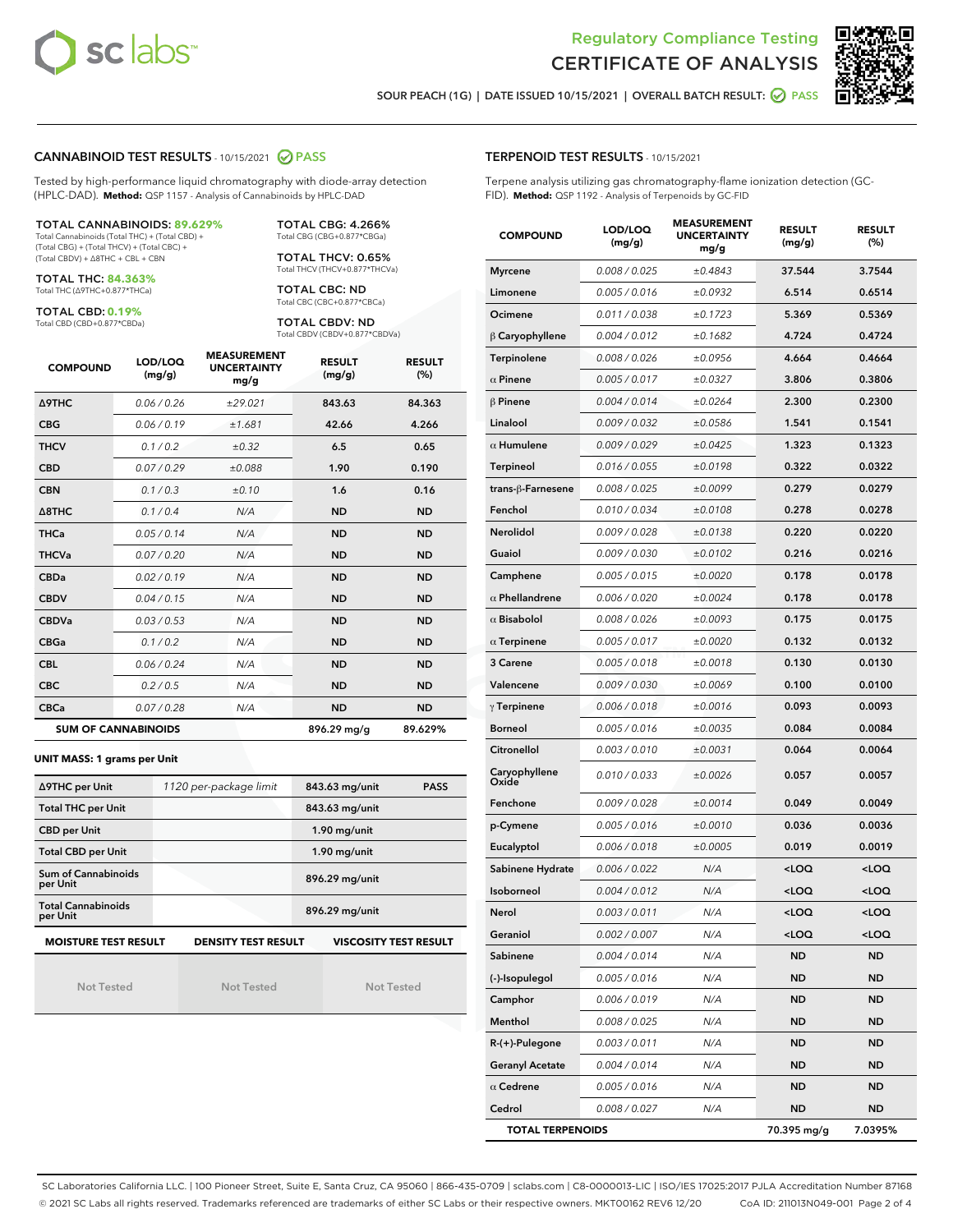# Regulatory Compliance Testing
# CERTIFICATE OF ANALYSIS

SOUR PEACH (1G) | DATE ISSUED 10/15/2021 | OVERALL BATCH RESULT: PASS

## CANNABINOID TEST RESULTS - 10/15/2021 PASS

Tested by high-performance liquid chromatography with diode-array detection (HPLC-DAD). **Method:** QSP 1157 - Analysis of Cannabinoids by HPLC-DAD

**TOTAL CANNABINOIDS: 89.629%**
Total Cannabinoids (Total THC) + (Total CBD) + (Total CBG) + (Total THCV) + (Total CBC) + (Total CBDV) + Δ8THC + CBL + CBN

**TOTAL THC: 84.363%**
Total THC (Δ9THC+0.877*THCa)

**TOTAL CBD: 0.19%**
Total CBD (CBD+0.877*CBDa)

**TOTAL CBG: 4.266%**
Total CBG (CBG+0.877*CBGa)

**TOTAL THCV: 0.65%**
Total THCV (THCV+0.877*THCVa)

**TOTAL CBC: ND**
Total CBC (CBC+0.877*CBCa)

**TOTAL CBDV: ND**
Total CBDV (CBDV+0.877*CBDVa)

| COMPOUND | LOD/LOQ (mg/g) | MEASUREMENT UNCERTAINTY mg/g | RESULT (mg/g) | RESULT (%) |
|---|---|---|---|---|
| Δ9THC | 0.06 / 0.26 | ±29.021 | 843.63 | 84.363 |
| CBG | 0.06 / 0.19 | ±1.681 | 42.66 | 4.266 |
| THCV | 0.1 / 0.2 | ±0.32 | 6.5 | 0.65 |
| CBD | 0.07 / 0.29 | ±0.088 | 1.90 | 0.190 |
| CBN | 0.1 / 0.3 | ±0.10 | 1.6 | 0.16 |
| Δ8THC | 0.1 / 0.4 | N/A | ND | ND |
| THCa | 0.05 / 0.14 | N/A | ND | ND |
| THCVa | 0.07 / 0.20 | N/A | ND | ND |
| CBDa | 0.02 / 0.19 | N/A | ND | ND |
| CBDV | 0.04 / 0.15 | N/A | ND | ND |
| CBDVa | 0.03 / 0.53 | N/A | ND | ND |
| CBGa | 0.1 / 0.2 | N/A | ND | ND |
| CBL | 0.06 / 0.24 | N/A | ND | ND |
| CBC | 0.2 / 0.5 | N/A | ND | ND |
| CBCa | 0.07 / 0.28 | N/A | ND | ND |
| **SUM OF CANNABINOIDS** | | | 896.29 mg/g | 89.629% |

**UNIT MASS: 1 grams per Unit**

| | | | |
|---|---|---|---|
| Δ9THC per Unit | 1120 per-package limit | 843.63 mg/unit | PASS |
| Total THC per Unit | | 843.63 mg/unit | |
| CBD per Unit | | 1.90 mg/unit | |
| Total CBD per Unit | | 1.90 mg/unit | |
| Sum of Cannabinoids per Unit | | 896.29 mg/unit | |
| Total Cannabinoids per Unit | | 896.29 mg/unit | |

| MOISTURE TEST RESULT | DENSITY TEST RESULT | VISCOSITY TEST RESULT |
|---|---|---|
| Not Tested | Not Tested | Not Tested |

## TERPENOID TEST RESULTS - 10/15/2021

Terpene analysis utilizing gas chromatography-flame ionization detection (GC-FID). **Method:** QSP 1192 - Analysis of Terpenoids by GC-FID

| COMPOUND | LOD/LOQ (mg/g) | MEASUREMENT UNCERTAINTY mg/g | RESULT (mg/g) | RESULT (%) |
|---|---|---|---|---|
| Myrcene | 0.008 / 0.025 | ±0.4843 | 37.544 | 3.7544 |
| Limonene | 0.005 / 0.016 | ±0.0932 | 6.514 | 0.6514 |
| Ocimene | 0.011 / 0.038 | ±0.1723 | 5.369 | 0.5369 |
| β Caryophyllene | 0.004 / 0.012 | ±0.1682 | 4.724 | 0.4724 |
| Terpinolene | 0.008 / 0.026 | ±0.0956 | 4.664 | 0.4664 |
| α Pinene | 0.005 / 0.017 | ±0.0327 | 3.806 | 0.3806 |
| β Pinene | 0.004 / 0.014 | ±0.0264 | 2.300 | 0.2300 |
| Linalool | 0.009 / 0.032 | ±0.0586 | 1.541 | 0.1541 |
| α Humulene | 0.009 / 0.029 | ±0.0425 | 1.323 | 0.1323 |
| Terpineol | 0.016 / 0.055 | ±0.0198 | 0.322 | 0.0322 |
| trans-β-Farnesene | 0.008 / 0.025 | ±0.0099 | 0.279 | 0.0279 |
| Fenchol | 0.010 / 0.034 | ±0.0108 | 0.278 | 0.0278 |
| Nerolidol | 0.009 / 0.028 | ±0.0138 | 0.220 | 0.0220 |
| Guaiol | 0.009 / 0.030 | ±0.0102 | 0.216 | 0.0216 |
| Camphene | 0.005 / 0.015 | ±0.0020 | 0.178 | 0.0178 |
| α Phellandrene | 0.006 / 0.020 | ±0.0024 | 0.178 | 0.0178 |
| α Bisabolol | 0.008 / 0.026 | ±0.0093 | 0.175 | 0.0175 |
| α Terpinene | 0.005 / 0.017 | ±0.0020 | 0.132 | 0.0132 |
| 3 Carene | 0.005 / 0.018 | ±0.0018 | 0.130 | 0.0130 |
| Valencene | 0.009 / 0.030 | ±0.0069 | 0.100 | 0.0100 |
| γ Terpinene | 0.006 / 0.018 | ±0.0016 | 0.093 | 0.0093 |
| Borneol | 0.005 / 0.016 | ±0.0035 | 0.084 | 0.0084 |
| Citronellol | 0.003 / 0.010 | ±0.0031 | 0.064 | 0.0064 |
| Caryophyllene Oxide | 0.010 / 0.033 | ±0.0026 | 0.057 | 0.0057 |
| Fenchone | 0.009 / 0.028 | ±0.0014 | 0.049 | 0.0049 |
| p-Cymene | 0.005 / 0.016 | ±0.0010 | 0.036 | 0.0036 |
| Eucalyptol | 0.006 / 0.018 | ±0.0005 | 0.019 | 0.0019 |
| Sabinene Hydrate | 0.006 / 0.022 | N/A | <LOQ | <LOQ |
| Isoborneol | 0.004 / 0.012 | N/A | <LOQ | <LOQ |
| Nerol | 0.003 / 0.011 | N/A | <LOQ | <LOQ |
| Geraniol | 0.002 / 0.007 | N/A | <LOQ | <LOQ |
| Sabinene | 0.004 / 0.014 | N/A | ND | ND |
| (-)-Isopulegol | 0.005 / 0.016 | N/A | ND | ND |
| Camphor | 0.006 / 0.019 | N/A | ND | ND |
| Menthol | 0.008 / 0.025 | N/A | ND | ND |
| R-(+)-Pulegone | 0.003 / 0.011 | N/A | ND | ND |
| Geranyl Acetate | 0.004 / 0.014 | N/A | ND | ND |
| α Cedrene | 0.005 / 0.016 | N/A | ND | ND |
| Cedrol | 0.008 / 0.027 | N/A | ND | ND |
| **TOTAL TERPENOIDS** | | | 70.395 mg/g | 7.0395% |

SC Laboratories California LLC. | 100 Pioneer Street, Suite E, Santa Cruz, CA 95060 | 866-435-0709 | sclabs.com | C8-0000013-LIC | ISO/IES 17025:2017 PJLA Accreditation Number 87168
© 2021 SC Labs all rights reserved. Trademarks referenced are trademarks of either SC Labs or their respective owners. MKT00162 REV6 12/20 CoA ID: 211013N049-001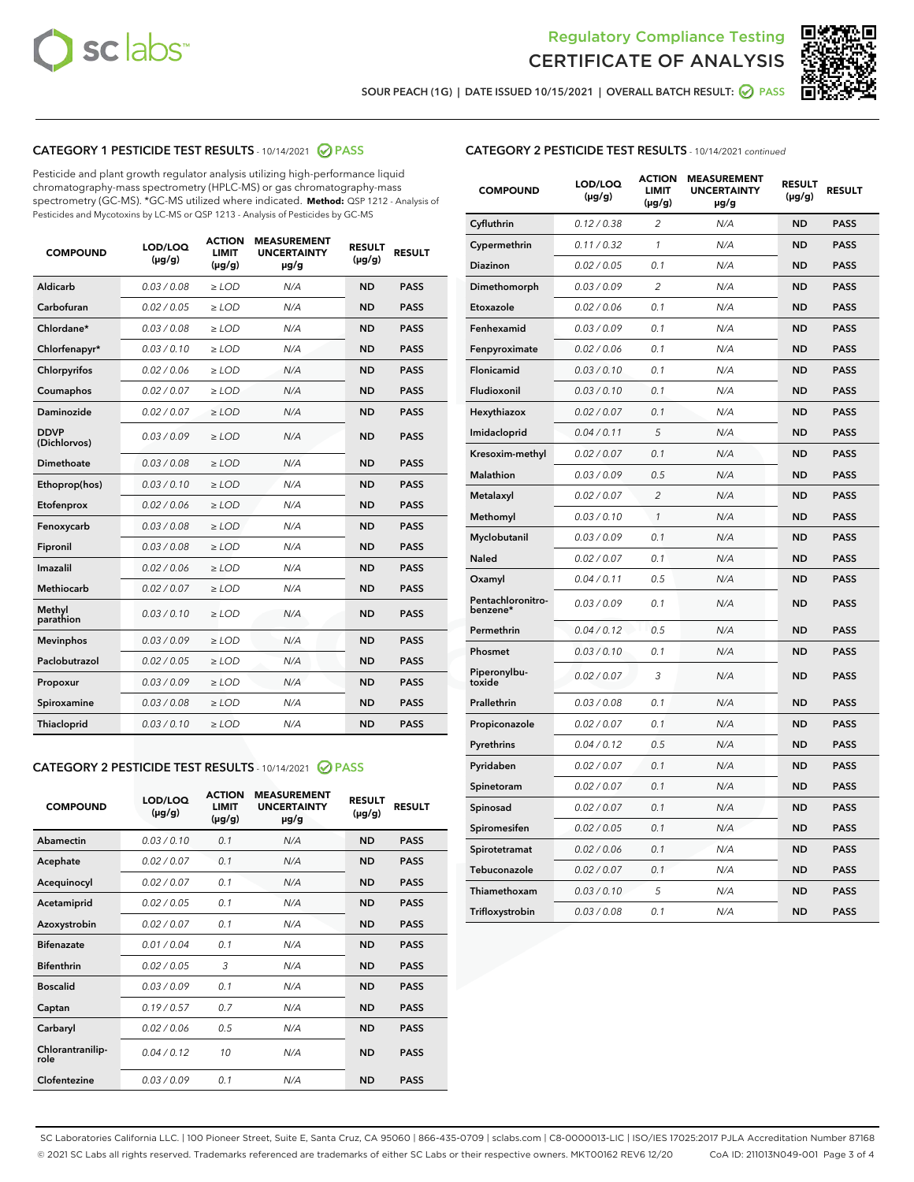Regulatory Compliance Testing
# CERTIFICATE OF ANALYSIS

SOUR PEACH (1G) | DATE ISSUED 10/15/2021 | OVERALL BATCH RESULT: PASS

## CATEGORY 1 PESTICIDE TEST RESULTS - 10/14/2021 PASS

Pesticide and plant growth regulator analysis utilizing high-performance liquid chromatography-mass spectrometry (HPLC-MS) or gas chromatography-mass spectrometry (GC-MS). *GC-MS utilized where indicated. **Method:** QSP 1212 - Analysis of Pesticides and Mycotoxins by LC-MS or QSP 1213 - Analysis of Pesticides by GC-MS

| COMPOUND | LOD/LOQ (µg/g) | ACTION LIMIT (µg/g) | MEASUREMENT UNCERTAINTY µg/g | RESULT (µg/g) | RESULT |
|---|---|---|---|---|---|
| Aldicarb | 0.03 / 0.08 | ≥ LOD | N/A | ND | PASS |
| Carbofuran | 0.02 / 0.05 | ≥ LOD | N/A | ND | PASS |
| Chlordane* | 0.03 / 0.08 | ≥ LOD | N/A | ND | PASS |
| Chlorfenapyr* | 0.03 / 0.10 | ≥ LOD | N/A | ND | PASS |
| Chlorpyrifos | 0.02 / 0.06 | ≥ LOD | N/A | ND | PASS |
| Coumaphos | 0.02 / 0.07 | ≥ LOD | N/A | ND | PASS |
| Daminozide | 0.02 / 0.07 | ≥ LOD | N/A | ND | PASS |
| DDVP (Dichlorvos) | 0.03 / 0.09 | ≥ LOD | N/A | ND | PASS |
| Dimethoate | 0.03 / 0.08 | ≥ LOD | N/A | ND | PASS |
| Ethoprop(hos) | 0.03 / 0.10 | ≥ LOD | N/A | ND | PASS |
| Etofenprox | 0.02 / 0.06 | ≥ LOD | N/A | ND | PASS |
| Fenoxycarb | 0.03 / 0.08 | ≥ LOD | N/A | ND | PASS |
| Fipronil | 0.03 / 0.08 | ≥ LOD | N/A | ND | PASS |
| Imazalil | 0.02 / 0.06 | ≥ LOD | N/A | ND | PASS |
| Methiocarb | 0.02 / 0.07 | ≥ LOD | N/A | ND | PASS |
| Methyl parathion | 0.03 / 0.10 | ≥ LOD | N/A | ND | PASS |
| Mevinphos | 0.03 / 0.09 | ≥ LOD | N/A | ND | PASS |
| Paclobutrazol | 0.02 / 0.05 | ≥ LOD | N/A | ND | PASS |
| Propoxur | 0.03 / 0.09 | ≥ LOD | N/A | ND | PASS |
| Spiroxamine | 0.03 / 0.08 | ≥ LOD | N/A | ND | PASS |
| Thiacloprid | 0.03 / 0.10 | ≥ LOD | N/A | ND | PASS |

## CATEGORY 2 PESTICIDE TEST RESULTS - 10/14/2021 PASS

| COMPOUND | LOD/LOQ (µg/g) | ACTION LIMIT (µg/g) | MEASUREMENT UNCERTAINTY µg/g | RESULT (µg/g) | RESULT |
|---|---|---|---|---|---|
| Abamectin | 0.03 / 0.10 | 0.1 | N/A | ND | PASS |
| Acephate | 0.02 / 0.07 | 0.1 | N/A | ND | PASS |
| Acequinocyl | 0.02 / 0.07 | 0.1 | N/A | ND | PASS |
| Acetamiprid | 0.02 / 0.05 | 0.1 | N/A | ND | PASS |
| Azoxystrobin | 0.02 / 0.07 | 0.1 | N/A | ND | PASS |
| Bifenazate | 0.01 / 0.04 | 0.1 | N/A | ND | PASS |
| Bifenthrin | 0.02 / 0.05 | 3 | N/A | ND | PASS |
| Boscalid | 0.03 / 0.09 | 0.1 | N/A | ND | PASS |
| Captan | 0.19 / 0.57 | 0.7 | N/A | ND | PASS |
| Carbaryl | 0.02 / 0.06 | 0.5 | N/A | ND | PASS |
| Chlorantraniliprole | 0.04 / 0.12 | 10 | N/A | ND | PASS |
| Clofentezine | 0.03 / 0.09 | 0.1 | N/A | ND | PASS |
| Cyfluthrin | 0.12 / 0.38 | 2 | N/A | ND | PASS |
| Cypermethrin | 0.11 / 0.32 | 1 | N/A | ND | PASS |
| Diazinon | 0.02 / 0.05 | 0.1 | N/A | ND | PASS |
| Dimethomorph | 0.03 / 0.09 | 2 | N/A | ND | PASS |
| Etoxazole | 0.02 / 0.06 | 0.1 | N/A | ND | PASS |
| Fenhexamid | 0.03 / 0.09 | 0.1 | N/A | ND | PASS |
| Fenpyroximate | 0.02 / 0.06 | 0.1 | N/A | ND | PASS |
| Flonicamid | 0.03 / 0.10 | 0.1 | N/A | ND | PASS |
| Fludioxonil | 0.03 / 0.10 | 0.1 | N/A | ND | PASS |
| Hexythiazox | 0.02 / 0.07 | 0.1 | N/A | ND | PASS |
| Imidacloprid | 0.04 / 0.11 | 5 | N/A | ND | PASS |
| Kresoxim-methyl | 0.02 / 0.07 | 0.1 | N/A | ND | PASS |
| Malathion | 0.03 / 0.09 | 0.5 | N/A | ND | PASS |
| Metalaxyl | 0.02 / 0.07 | 2 | N/A | ND | PASS |
| Methomyl | 0.03 / 0.10 | 1 | N/A | ND | PASS |
| Myclobutanil | 0.03 / 0.09 | 0.1 | N/A | ND | PASS |
| Naled | 0.02 / 0.07 | 0.1 | N/A | ND | PASS |
| Oxamyl | 0.04 / 0.11 | 0.5 | N/A | ND | PASS |
| Pentachloronitrobenzene* | 0.03 / 0.09 | 0.1 | N/A | ND | PASS |
| Permethrin | 0.04 / 0.12 | 0.5 | N/A | ND | PASS |
| Phosmet | 0.03 / 0.10 | 0.1 | N/A | ND | PASS |
| Piperonylbutoxide | 0.02 / 0.07 | 3 | N/A | ND | PASS |
| Prallethrin | 0.03 / 0.08 | 0.1 | N/A | ND | PASS |
| Propiconazole | 0.02 / 0.07 | 0.1 | N/A | ND | PASS |
| Pyrethrins | 0.04 / 0.12 | 0.5 | N/A | ND | PASS |
| Pyridaben | 0.02 / 0.07 | 0.1 | N/A | ND | PASS |
| Spinetoram | 0.02 / 0.07 | 0.1 | N/A | ND | PASS |
| Spinosad | 0.02 / 0.07 | 0.1 | N/A | ND | PASS |
| Spiromesifen | 0.02 / 0.05 | 0.1 | N/A | ND | PASS |
| Spirotetramat | 0.02 / 0.06 | 0.1 | N/A | ND | PASS |
| Tebuconazole | 0.02 / 0.07 | 0.1 | N/A | ND | PASS |
| Thiamethoxam | 0.03 / 0.10 | 5 | N/A | ND | PASS |
| Trifloxystrobin | 0.03 / 0.08 | 0.1 | N/A | ND | PASS |

SC Laboratories California LLC. | 100 Pioneer Street, Suite E, Santa Cruz, CA 95060 | 866-435-0709 | sclabs.com | C8-0000013-LIC | ISO/IES 17025:2017 PJLA Accreditation Number 87168
© 2021 SC Labs all rights reserved. Trademarks referenced are trademarks of either SC Labs or their respective owners. MKT00162 REV6 12/20 CoA ID: 211013N049-001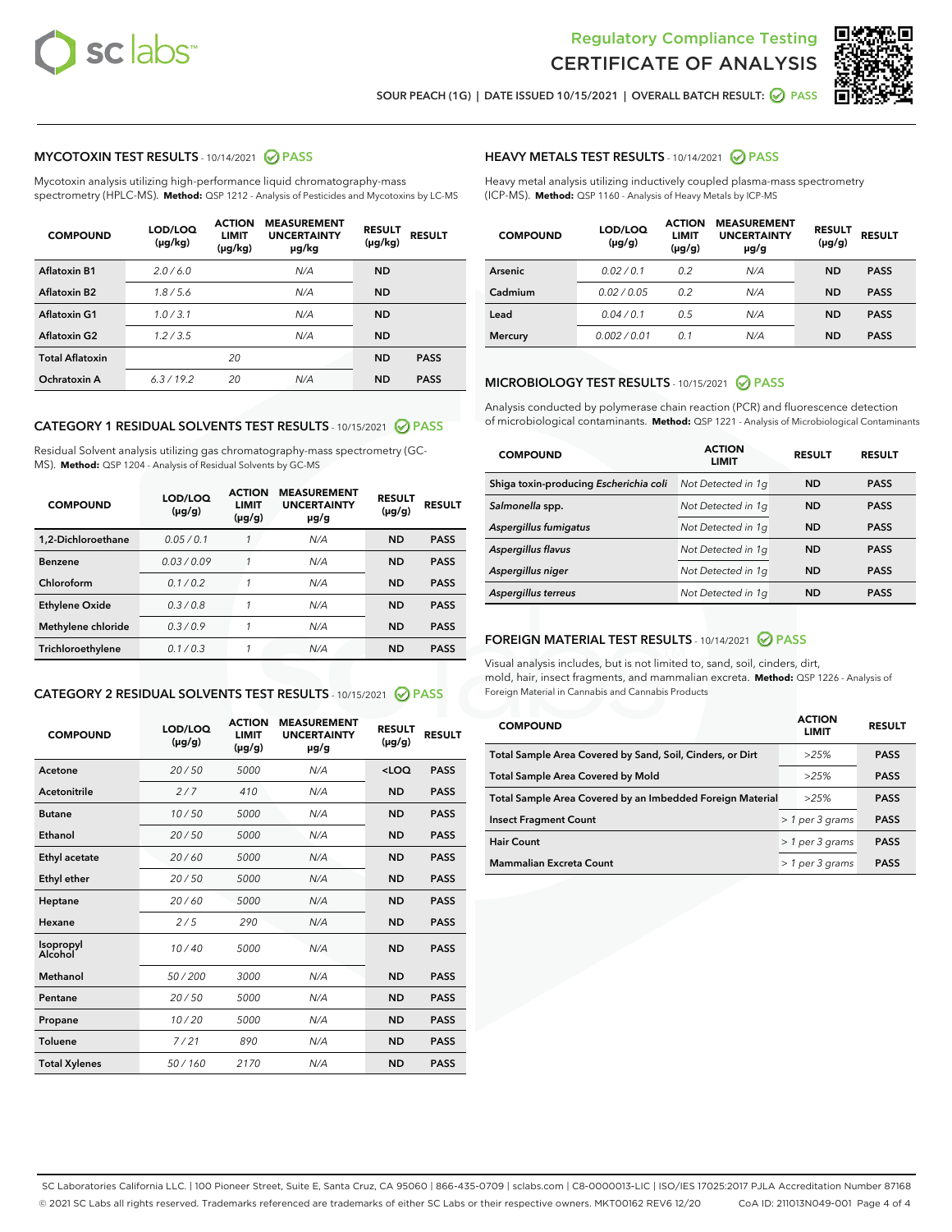Regulatory Compliance Testing
CERTIFICATE OF ANALYSIS

SOUR PEACH (1G) | DATE ISSUED 10/15/2021 | OVERALL BATCH RESULT: PASS

## MYCOTOXIN TEST RESULTS - 10/14/2021 PASS

Mycotoxin analysis utilizing high-performance liquid chromatography-mass spectrometry (HPLC-MS). **Method:** QSP 1212 - Analysis of Pesticides and Mycotoxins by LC-MS

| COMPOUND | LOD/LOQ (µg/kg) | ACTION LIMIT (µg/kg) | MEASUREMENT UNCERTAINTY µg/kg | RESULT (µg/kg) | RESULT |
|---|---|---|---|---|---|
| Aflatoxin B1 | 2.0 / 6.0 | | N/A | ND | |
| Aflatoxin B2 | 1.8 / 5.6 | | N/A | ND | |
| Aflatoxin G1 | 1.0 / 3.1 | | N/A | ND | |
| Aflatoxin G2 | 1.2 / 3.5 | | N/A | ND | |
| Total Aflatoxin | | 20 | | ND | PASS |
| Ochratoxin A | 6.3 / 19.2 | 20 | N/A | ND | PASS |

## CATEGORY 1 RESIDUAL SOLVENTS TEST RESULTS - 10/15/2021 PASS

Residual Solvent analysis utilizing gas chromatography-mass spectrometry (GC-MS). **Method:** QSP 1204 - Analysis of Residual Solvents by GC-MS

| COMPOUND | LOD/LOQ (µg/g) | ACTION LIMIT (µg/g) | MEASUREMENT UNCERTAINTY µg/g | RESULT (µg/g) | RESULT |
|---|---|---|---|---|---|
| 1,2-Dichloroethane | 0.05 / 0.1 | 1 | N/A | ND | PASS |
| Benzene | 0.03 / 0.09 | 1 | N/A | ND | PASS |
| Chloroform | 0.1 / 0.2 | 1 | N/A | ND | PASS |
| Ethylene Oxide | 0.3 / 0.8 | 1 | N/A | ND | PASS |
| Methylene chloride | 0.3 / 0.9 | 1 | N/A | ND | PASS |
| Trichloroethylene | 0.1 / 0.3 | 1 | N/A | ND | PASS |

## CATEGORY 2 RESIDUAL SOLVENTS TEST RESULTS - 10/15/2021 PASS

| COMPOUND | LOD/LOQ (µg/g) | ACTION LIMIT (µg/g) | MEASUREMENT UNCERTAINTY µg/g | RESULT (µg/g) | RESULT |
|---|---|---|---|---|---|
| Acetone | 20 / 50 | 5000 | N/A | <LOQ | PASS |
| Acetonitrile | 2 / 7 | 410 | N/A | ND | PASS |
| Butane | 10 / 50 | 5000 | N/A | ND | PASS |
| Ethanol | 20 / 50 | 5000 | N/A | ND | PASS |
| Ethyl acetate | 20 / 60 | 5000 | N/A | ND | PASS |
| Ethyl ether | 20 / 50 | 5000 | N/A | ND | PASS |
| Heptane | 20 / 60 | 5000 | N/A | ND | PASS |
| Hexane | 2 / 5 | 290 | N/A | ND | PASS |
| Isopropyl Alcohol | 10 / 40 | 5000 | N/A | ND | PASS |
| Methanol | 50 / 200 | 3000 | N/A | ND | PASS |
| Pentane | 20 / 50 | 5000 | N/A | ND | PASS |
| Propane | 10 / 20 | 5000 | N/A | ND | PASS |
| Toluene | 7 / 21 | 890 | N/A | ND | PASS |
| Total Xylenes | 50 / 160 | 2170 | N/A | ND | PASS |

## HEAVY METALS TEST RESULTS - 10/14/2021 PASS

Heavy metal analysis utilizing inductively coupled plasma-mass spectrometry (ICP-MS). **Method:** QSP 1160 - Analysis of Heavy Metals by ICP-MS

| COMPOUND | LOD/LOQ (µg/g) | ACTION LIMIT (µg/g) | MEASUREMENT UNCERTAINTY µg/g | RESULT (µg/g) | RESULT |
|---|---|---|---|---|---|
| Arsenic | 0.02 / 0.1 | 0.2 | N/A | ND | PASS |
| Cadmium | 0.02 / 0.05 | 0.2 | N/A | ND | PASS |
| Lead | 0.04 / 0.1 | 0.5 | N/A | ND | PASS |
| Mercury | 0.002 / 0.01 | 0.1 | N/A | ND | PASS |

## MICROBIOLOGY TEST RESULTS - 10/15/2021 PASS

Analysis conducted by polymerase chain reaction (PCR) and fluorescence detection of microbiological contaminants. **Method:** QSP 1221 - Analysis of Microbiological Contaminants

| COMPOUND | ACTION LIMIT | RESULT | RESULT |
|---|---|---|---|
| Shiga toxin-producing *Escherichia coli* | Not Detected in 1g | ND | PASS |
| *Salmonella* spp. | Not Detected in 1g | ND | PASS |
| *Aspergillus fumigatus* | Not Detected in 1g | ND | PASS |
| *Aspergillus flavus* | Not Detected in 1g | ND | PASS |
| *Aspergillus niger* | Not Detected in 1g | ND | PASS |
| *Aspergillus terreus* | Not Detected in 1g | ND | PASS |

## FOREIGN MATERIAL TEST RESULTS - 10/14/2021 PASS

Visual analysis includes, but is not limited to, sand, soil, cinders, dirt, mold, hair, insect fragments, and mammalian excreta. **Method:** QSP 1226 - Analysis of Foreign Material in Cannabis and Cannabis Products

| COMPOUND | ACTION LIMIT | RESULT |
|---|---|---|
| Total Sample Area Covered by Sand, Soil, Cinders, or Dirt | >25% | PASS |
| Total Sample Area Covered by Mold | >25% | PASS |
| Total Sample Area Covered by an Imbedded Foreign Material | >25% | PASS |
| Insect Fragment Count | > 1 per 3 grams | PASS |
| Hair Count | > 1 per 3 grams | PASS |
| Mammalian Excreta Count | > 1 per 3 grams | PASS |

SC Laboratories California LLC. | 100 Pioneer Street, Suite E, Santa Cruz, CA 95060 | 866-435-0709 | sclabs.com | C8-0000013-LIC | ISO/IES 17025:2017 PJLA Accreditation Number 87168
© 2021 SC Labs all rights reserved. Trademarks referenced are trademarks of either SC Labs or their respective owners. MKT00162 REV6 12/20 CoA ID: 211013N049-001